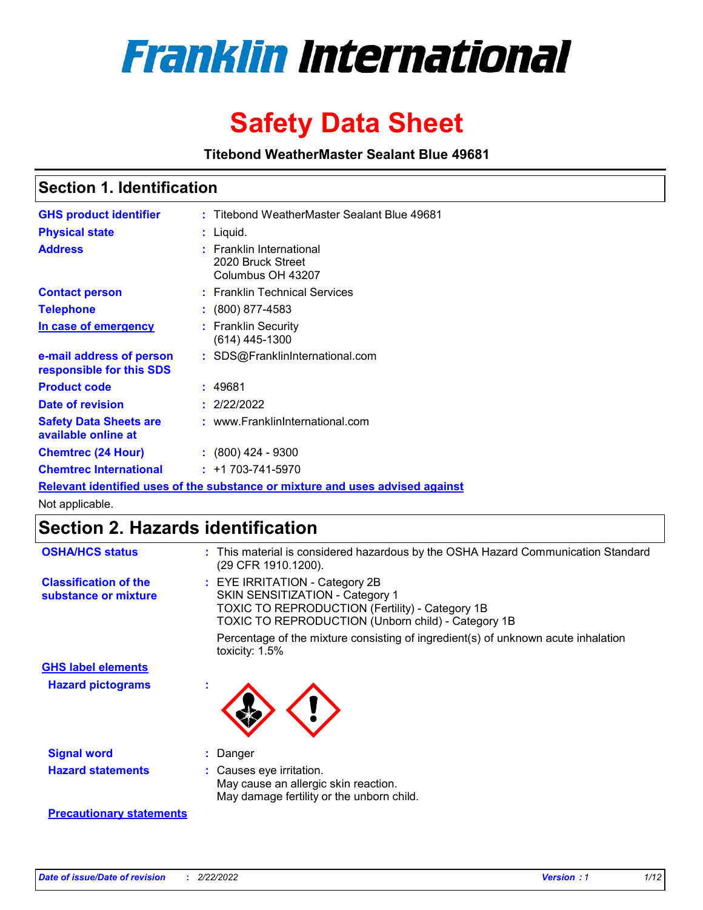# Franklin International

# Safety Data Sheet

**Titebond WeatherMaster Sealant Blue 49681**

## Section 1. Identification

| | |
|---|---|
| **GHS product identifier** | : Titebond WeatherMaster Sealant Blue 49681 |
| **Physical state** | : Liquid. |
| **Address** | : Franklin International<br>2020 Bruck Street<br>Columbus OH 43207 |
| **Contact person** | : Franklin Technical Services |
| **Telephone** | : (800) 877-4583 |
| **In case of emergency** | : Franklin Security<br>(614) 445-1300 |
| **e-mail address of person responsible for this SDS** | : SDS@FranklinInternational.com |
| **Product code** | : 49681 |
| **Date of revision** | : 2/22/2022 |
| **Safety Data Sheets are available online at** | : www.FranklinInternational.com |
| **Chemtrec (24 Hour)** | : (800) 424 - 9300 |
| **Chemtrec International** | : +1 703-741-5970 |

**Relevant identified uses of the substance or mixture and uses advised against**

Not applicable.

## Section 2. Hazards identification

**OSHA/HCS status** : This material is considered hazardous by the OSHA Hazard Communication Standard (29 CFR 1910.1200).

**Classification of the substance or mixture** : EYE IRRITATION - Category 2B
SKIN SENSITIZATION - Category 1
TOXIC TO REPRODUCTION (Fertility) - Category 1B
TOXIC TO REPRODUCTION (Unborn child) - Category 1B

Percentage of the mixture consisting of ingredient(s) of unknown acute inhalation toxicity: 1.5%

**GHS label elements**

**Hazard pictograms** :

**Signal word** : Danger

**Hazard statements** : Causes eye irritation.
May cause an allergic skin reaction.
May damage fertility or the unborn child.

**Precautionary statements**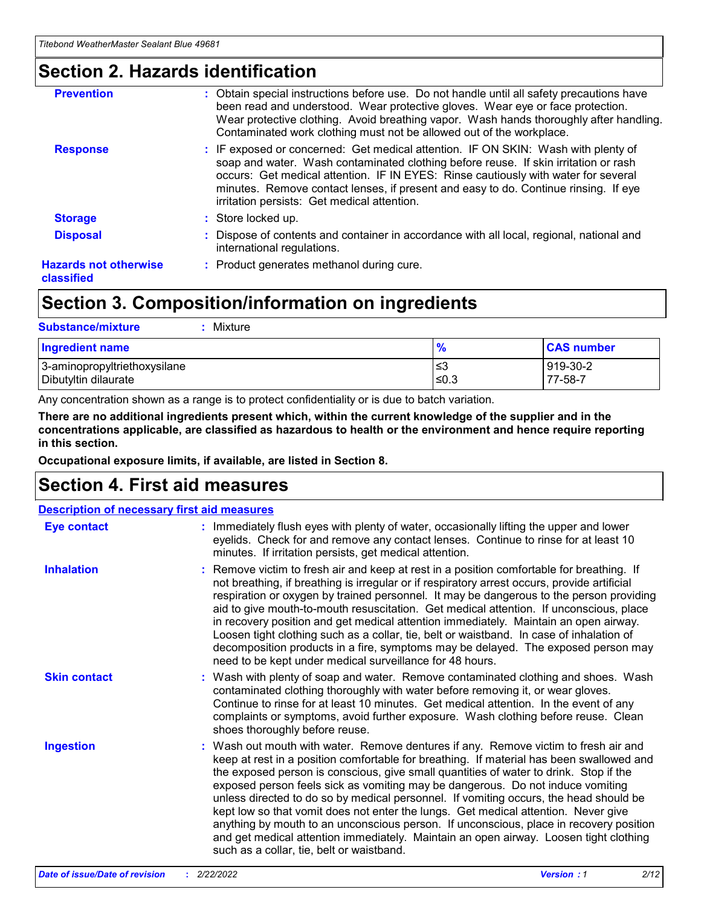## Section 2. Hazards identification

| | |
|---|---|
| **Prevention** | : Obtain special instructions before use. Do not handle until all safety precautions have been read and understood. Wear protective gloves. Wear eye or face protection. Wear protective clothing. Avoid breathing vapor. Wash hands thoroughly after handling. Contaminated work clothing must not be allowed out of the workplace. |
| **Response** | : IF exposed or concerned: Get medical attention. IF ON SKIN: Wash with plenty of soap and water. Wash contaminated clothing before reuse. If skin irritation or rash occurs: Get medical attention. IF IN EYES: Rinse cautiously with water for several minutes. Remove contact lenses, if present and easy to do. Continue rinsing. If eye irritation persists: Get medical attention. |
| **Storage** | : Store locked up. |
| **Disposal** | : Dispose of contents and container in accordance with all local, regional, national and international regulations. |
| **Hazards not otherwise classified** | : Product generates methanol during cure. |

## Section 3. Composition/information on ingredients

**Substance/mixture** : Mixture

| Ingredient name | % | CAS number |
|---|---|---|
| 3-aminopropyltriethoxysilane | ≤3 | 919-30-2 |
| Dibutyltin dilaurate | ≤0.3 | 77-58-7 |

Any concentration shown as a range is to protect confidentiality or is due to batch variation.

**There are no additional ingredients present which, within the current knowledge of the supplier and in the concentrations applicable, are classified as hazardous to health or the environment and hence require reporting in this section.**

**Occupational exposure limits, if available, are listed in Section 8.**

## Section 4. First aid measures

**Description of necessary first aid measures**

| | |
|---|---|
| **Eye contact** | : Immediately flush eyes with plenty of water, occasionally lifting the upper and lower eyelids. Check for and remove any contact lenses. Continue to rinse for at least 10 minutes. If irritation persists, get medical attention. |
| **Inhalation** | : Remove victim to fresh air and keep at rest in a position comfortable for breathing. If not breathing, if breathing is irregular or if respiratory arrest occurs, provide artificial respiration or oxygen by trained personnel. It may be dangerous to the person providing aid to give mouth-to-mouth resuscitation. Get medical attention. If unconscious, place in recovery position and get medical attention immediately. Maintain an open airway. Loosen tight clothing such as a collar, tie, belt or waistband. In case of inhalation of decomposition products in a fire, symptoms may be delayed. The exposed person may need to be kept under medical surveillance for 48 hours. |
| **Skin contact** | : Wash with plenty of soap and water. Remove contaminated clothing and shoes. Wash contaminated clothing thoroughly with water before removing it, or wear gloves. Continue to rinse for at least 10 minutes. Get medical attention. In the event of any complaints or symptoms, avoid further exposure. Wash clothing before reuse. Clean shoes thoroughly before reuse. |
| **Ingestion** | : Wash out mouth with water. Remove dentures if any. Remove victim to fresh air and keep at rest in a position comfortable for breathing. If material has been swallowed and the exposed person is conscious, give small quantities of water to drink. Stop if the exposed person feels sick as vomiting may be dangerous. Do not induce vomiting unless directed to do so by medical personnel. If vomiting occurs, the head should be kept low so that vomit does not enter the lungs. Get medical attention. Never give anything by mouth to an unconscious person. If unconscious, place in recovery position and get medical attention immediately. Maintain an open airway. Loosen tight clothing such as a collar, tie, belt or waistband. |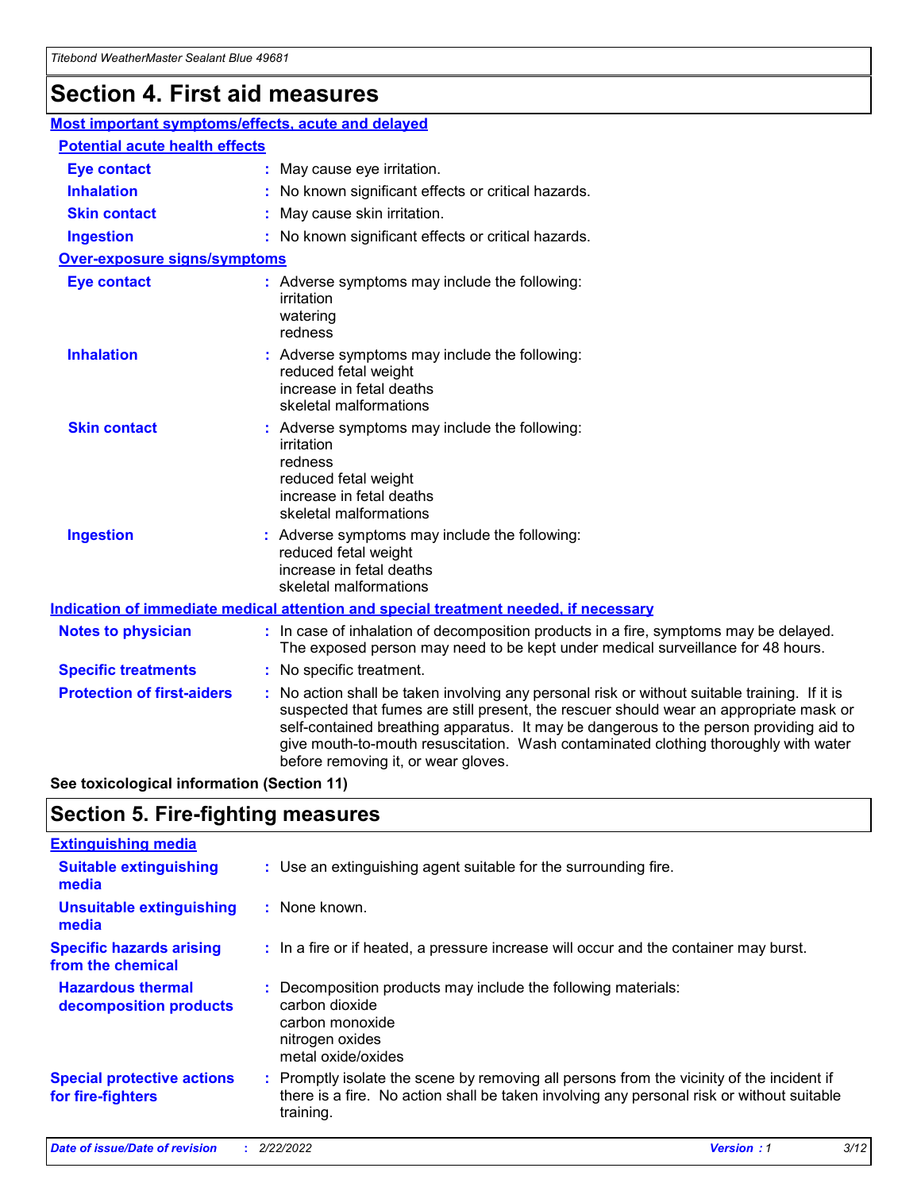# Section 4. First aid measures

### Most important symptoms/effects, acute and delayed

#### Potential acute health effects

**Eye contact** : May cause eye irritation.

**Inhalation** : No known significant effects or critical hazards.

**Skin contact** : May cause skin irritation.

**Ingestion** : No known significant effects or critical hazards.

#### Over-exposure signs/symptoms

**Eye contact** : Adverse symptoms may include the following:
irritation
watering
redness

**Inhalation** : Adverse symptoms may include the following:
reduced fetal weight
increase in fetal deaths
skeletal malformations

**Skin contact** : Adverse symptoms may include the following:
irritation
redness
reduced fetal weight
increase in fetal deaths
skeletal malformations

**Ingestion** : Adverse symptoms may include the following:
reduced fetal weight
increase in fetal deaths
skeletal malformations

### Indication of immediate medical attention and special treatment needed, if necessary

**Notes to physician** : In case of inhalation of decomposition products in a fire, symptoms may be delayed. The exposed person may need to be kept under medical surveillance for 48 hours.

**Specific treatments** : No specific treatment.

**Protection of first-aiders** : No action shall be taken involving any personal risk or without suitable training. If it is suspected that fumes are still present, the rescuer should wear an appropriate mask or self-contained breathing apparatus. It may be dangerous to the person providing aid to give mouth-to-mouth resuscitation. Wash contaminated clothing thoroughly with water before removing it, or wear gloves.

**See toxicological information (Section 11)**

# Section 5. Fire-fighting measures

### Extinguishing media

**Suitable extinguishing media** : Use an extinguishing agent suitable for the surrounding fire.

**Unsuitable extinguishing media** : None known.

**Specific hazards arising from the chemical** : In a fire or if heated, a pressure increase will occur and the container may burst.

**Hazardous thermal decomposition products** : Decomposition products may include the following materials:
carbon dioxide
carbon monoxide
nitrogen oxides
metal oxide/oxides

**Special protective actions for fire-fighters** : Promptly isolate the scene by removing all persons from the vicinity of the incident if there is a fire. No action shall be taken involving any personal risk or without suitable training.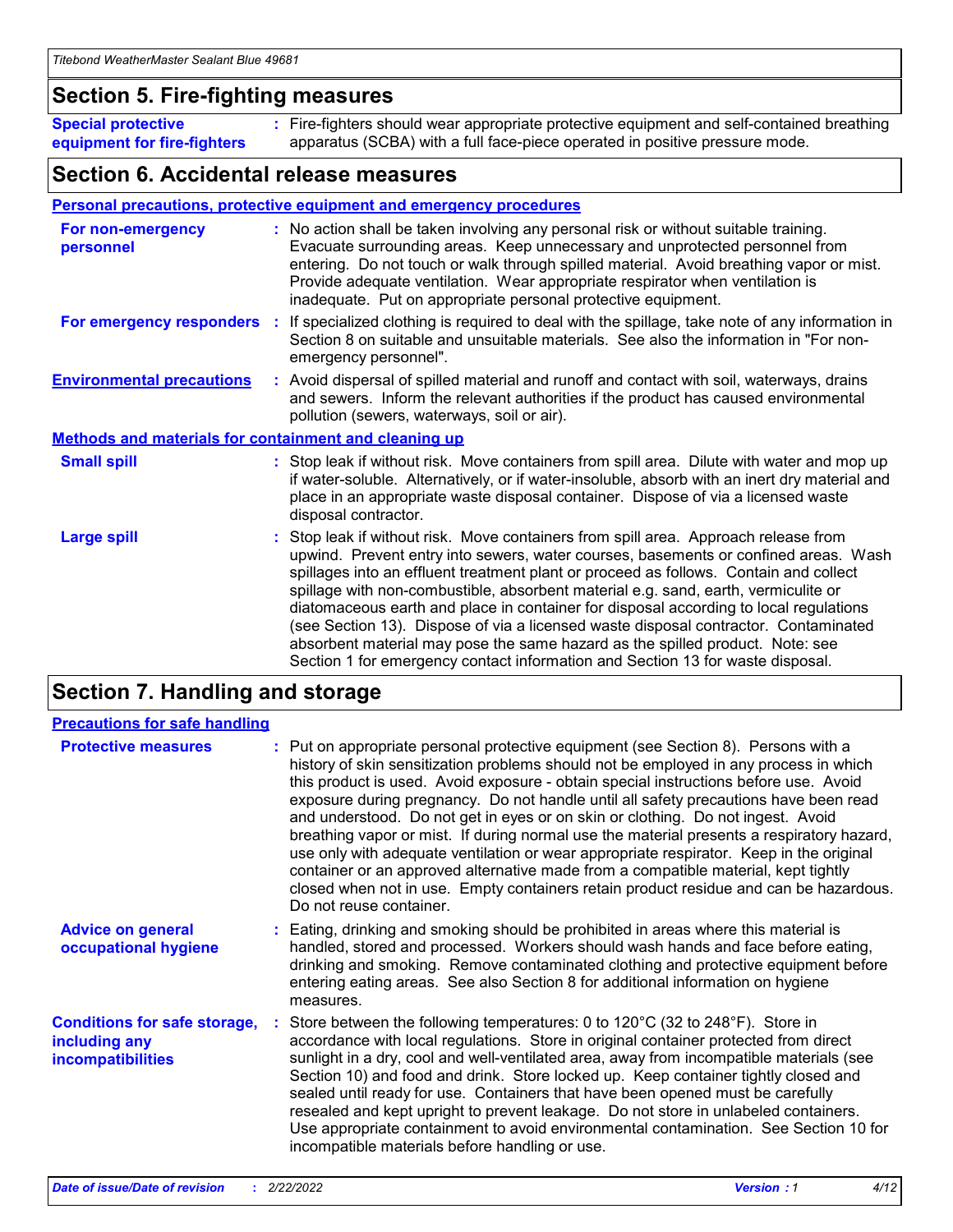## Section 5. Fire-fighting measures

**Special protective equipment for fire-fighters** : Fire-fighters should wear appropriate protective equipment and self-contained breathing apparatus (SCBA) with a full face-piece operated in positive pressure mode.

## Section 6. Accidental release measures

### Personal precautions, protective equipment and emergency procedures

**For non-emergency personnel** : No action shall be taken involving any personal risk or without suitable training. Evacuate surrounding areas. Keep unnecessary and unprotected personnel from entering. Do not touch or walk through spilled material. Avoid breathing vapor or mist. Provide adequate ventilation. Wear appropriate respirator when ventilation is inadequate. Put on appropriate personal protective equipment.

**For emergency responders** : If specialized clothing is required to deal with the spillage, take note of any information in Section 8 on suitable and unsuitable materials. See also the information in "For non-emergency personnel".

**Environmental precautions** : Avoid dispersal of spilled material and runoff and contact with soil, waterways, drains and sewers. Inform the relevant authorities if the product has caused environmental pollution (sewers, waterways, soil or air).

### Methods and materials for containment and cleaning up

**Small spill** : Stop leak if without risk. Move containers from spill area. Dilute with water and mop up if water-soluble. Alternatively, or if water-insoluble, absorb with an inert dry material and place in an appropriate waste disposal container. Dispose of via a licensed waste disposal contractor.

**Large spill** : Stop leak if without risk. Move containers from spill area. Approach release from upwind. Prevent entry into sewers, water courses, basements or confined areas. Wash spillages into an effluent treatment plant or proceed as follows. Contain and collect spillage with non-combustible, absorbent material e.g. sand, earth, vermiculite or diatomaceous earth and place in container for disposal according to local regulations (see Section 13). Dispose of via a licensed waste disposal contractor. Contaminated absorbent material may pose the same hazard as the spilled product. Note: see Section 1 for emergency contact information and Section 13 for waste disposal.

## Section 7. Handling and storage

### Precautions for safe handling

**Protective measures** : Put on appropriate personal protective equipment (see Section 8). Persons with a history of skin sensitization problems should not be employed in any process in which this product is used. Avoid exposure - obtain special instructions before use. Avoid exposure during pregnancy. Do not handle until all safety precautions have been read and understood. Do not get in eyes or on skin or clothing. Do not ingest. Avoid breathing vapor or mist. If during normal use the material presents a respiratory hazard, use only with adequate ventilation or wear appropriate respirator. Keep in the original container or an approved alternative made from a compatible material, kept tightly closed when not in use. Empty containers retain product residue and can be hazardous. Do not reuse container.

**Advice on general occupational hygiene** : Eating, drinking and smoking should be prohibited in areas where this material is handled, stored and processed. Workers should wash hands and face before eating, drinking and smoking. Remove contaminated clothing and protective equipment before entering eating areas. See also Section 8 for additional information on hygiene measures.

**Conditions for safe storage, including any incompatibilities** : Store between the following temperatures: 0 to 120°C (32 to 248°F). Store in accordance with local regulations. Store in original container protected from direct sunlight in a dry, cool and well-ventilated area, away from incompatible materials (see Section 10) and food and drink. Store locked up. Keep container tightly closed and sealed until ready for use. Containers that have been opened must be carefully resealed and kept upright to prevent leakage. Do not store in unlabeled containers. Use appropriate containment to avoid environmental contamination. See Section 10 for incompatible materials before handling or use.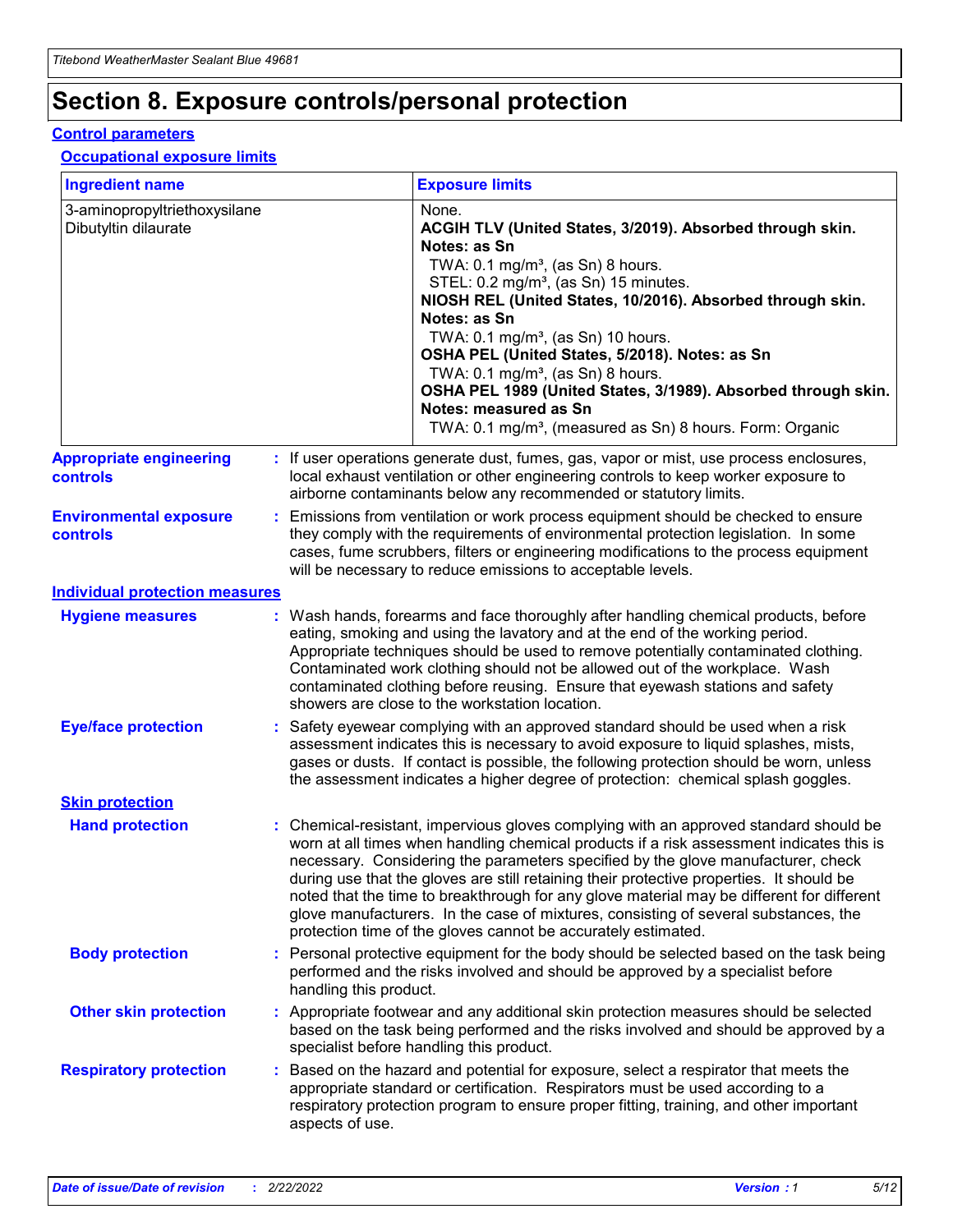# Section 8. Exposure controls/personal protection

## Control parameters

### Occupational exposure limits

| Ingredient name | Exposure limits |
| --- | --- |
| 3-aminopropyltriethoxysilane | None. |
| Dibutyltin dilaurate | **ACGIH TLV (United States, 3/2019). Absorbed through skin. Notes: as Sn**<br>TWA: 0.1 mg/m³, (as Sn) 8 hours.<br>STEL: 0.2 mg/m³, (as Sn) 15 minutes.<br>**NIOSH REL (United States, 10/2016). Absorbed through skin. Notes: as Sn**<br>TWA: 0.1 mg/m³, (as Sn) 10 hours.<br>**OSHA PEL (United States, 5/2018). Notes: as Sn**<br>TWA: 0.1 mg/m³, (as Sn) 8 hours.<br>**OSHA PEL 1989 (United States, 3/1989). Absorbed through skin. Notes: measured as Sn**<br>TWA: 0.1 mg/m³, (measured as Sn) 8 hours. Form: Organic |

**Appropriate engineering controls** : If user operations generate dust, fumes, gas, vapor or mist, use process enclosures, local exhaust ventilation or other engineering controls to keep worker exposure to airborne contaminants below any recommended or statutory limits.

**Environmental exposure controls** : Emissions from ventilation or work process equipment should be checked to ensure they comply with the requirements of environmental protection legislation. In some cases, fume scrubbers, filters or engineering modifications to the process equipment will be necessary to reduce emissions to acceptable levels.

## Individual protection measures

**Hygiene measures** : Wash hands, forearms and face thoroughly after handling chemical products, before eating, smoking and using the lavatory and at the end of the working period. Appropriate techniques should be used to remove potentially contaminated clothing. Contaminated work clothing should not be allowed out of the workplace. Wash contaminated clothing before reusing. Ensure that eyewash stations and safety showers are close to the workstation location.

**Eye/face protection** : Safety eyewear complying with an approved standard should be used when a risk assessment indicates this is necessary to avoid exposure to liquid splashes, mists, gases or dusts. If contact is possible, the following protection should be worn, unless the assessment indicates a higher degree of protection: chemical splash goggles.

### Skin protection

**Hand protection** : Chemical-resistant, impervious gloves complying with an approved standard should be worn at all times when handling chemical products if a risk assessment indicates this is necessary. Considering the parameters specified by the glove manufacturer, check during use that the gloves are still retaining their protective properties. It should be noted that the time to breakthrough for any glove material may be different for different glove manufacturers. In the case of mixtures, consisting of several substances, the protection time of the gloves cannot be accurately estimated.

**Body protection** : Personal protective equipment for the body should be selected based on the task being performed and the risks involved and should be approved by a specialist before handling this product.

**Other skin protection** : Appropriate footwear and any additional skin protection measures should be selected based on the task being performed and the risks involved and should be approved by a specialist before handling this product.

**Respiratory protection** : Based on the hazard and potential for exposure, select a respirator that meets the appropriate standard or certification. Respirators must be used according to a respiratory protection program to ensure proper fitting, training, and other important aspects of use.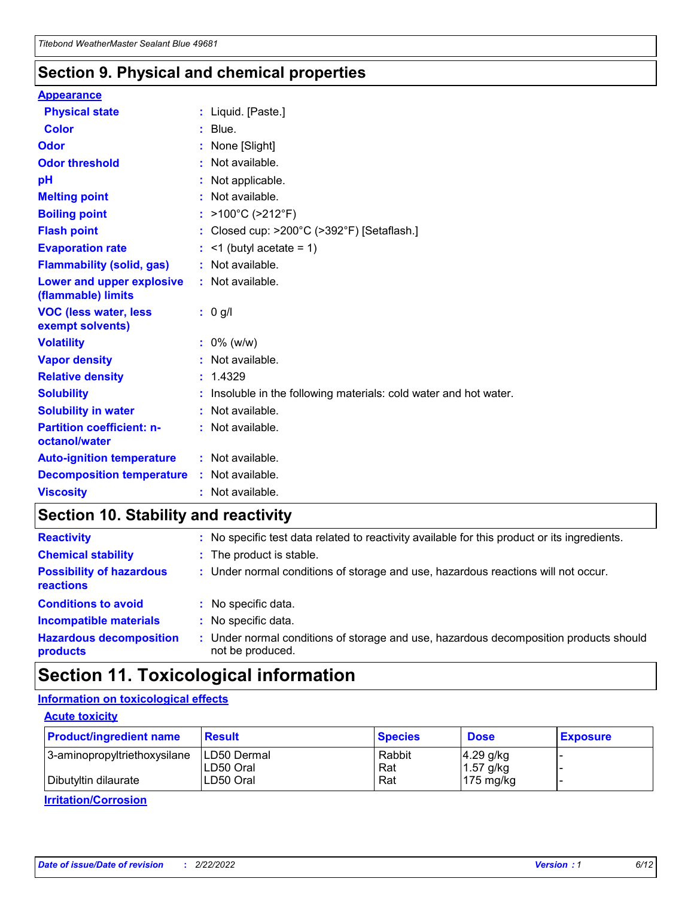## Section 9. Physical and chemical properties

### Appearance

| | |
|---|---|
| **Physical state** | : Liquid. [Paste.] |
| **Color** | : Blue. |
| **Odor** | : None [Slight] |
| **Odor threshold** | : Not available. |
| **pH** | : Not applicable. |
| **Melting point** | : Not available. |
| **Boiling point** | : >100°C (>212°F) |
| **Flash point** | : Closed cup: >200°C (>392°F) [Setaflash.] |
| **Evaporation rate** | : <1 (butyl acetate = 1) |
| **Flammability (solid, gas)** | : Not available. |
| **Lower and upper explosive (flammable) limits** | : Not available. |
| **VOC (less water, less exempt solvents)** | : 0 g/l |
| **Volatility** | : 0% (w/w) |
| **Vapor density** | : Not available. |
| **Relative density** | : 1.4329 |
| **Solubility** | : Insoluble in the following materials: cold water and hot water. |
| **Solubility in water** | : Not available. |
| **Partition coefficient: n-octanol/water** | : Not available. |
| **Auto-ignition temperature** | : Not available. |
| **Decomposition temperature** | : Not available. |
| **Viscosity** | : Not available. |

## Section 10. Stability and reactivity

| | |
|---|---|
| **Reactivity** | : No specific test data related to reactivity available for this product or its ingredients. |
| **Chemical stability** | : The product is stable. |
| **Possibility of hazardous reactions** | : Under normal conditions of storage and use, hazardous reactions will not occur. |
| **Conditions to avoid** | : No specific data. |
| **Incompatible materials** | : No specific data. |
| **Hazardous decomposition products** | : Under normal conditions of storage and use, hazardous decomposition products should not be produced. |

## Section 11. Toxicological information

### Information on toxicological effects

#### Acute toxicity

| Product/ingredient name | Result | Species | Dose | Exposure |
|---|---|---|---|---|
| 3-aminopropyltriethoxysilane | LD50 Dermal | Rabbit | 4.29 g/kg | - |
| | LD50 Oral | Rat | 1.57 g/kg | - |
| Dibutyltin dilaurate | LD50 Oral | Rat | 175 mg/kg | - |

#### Irritation/Corrosion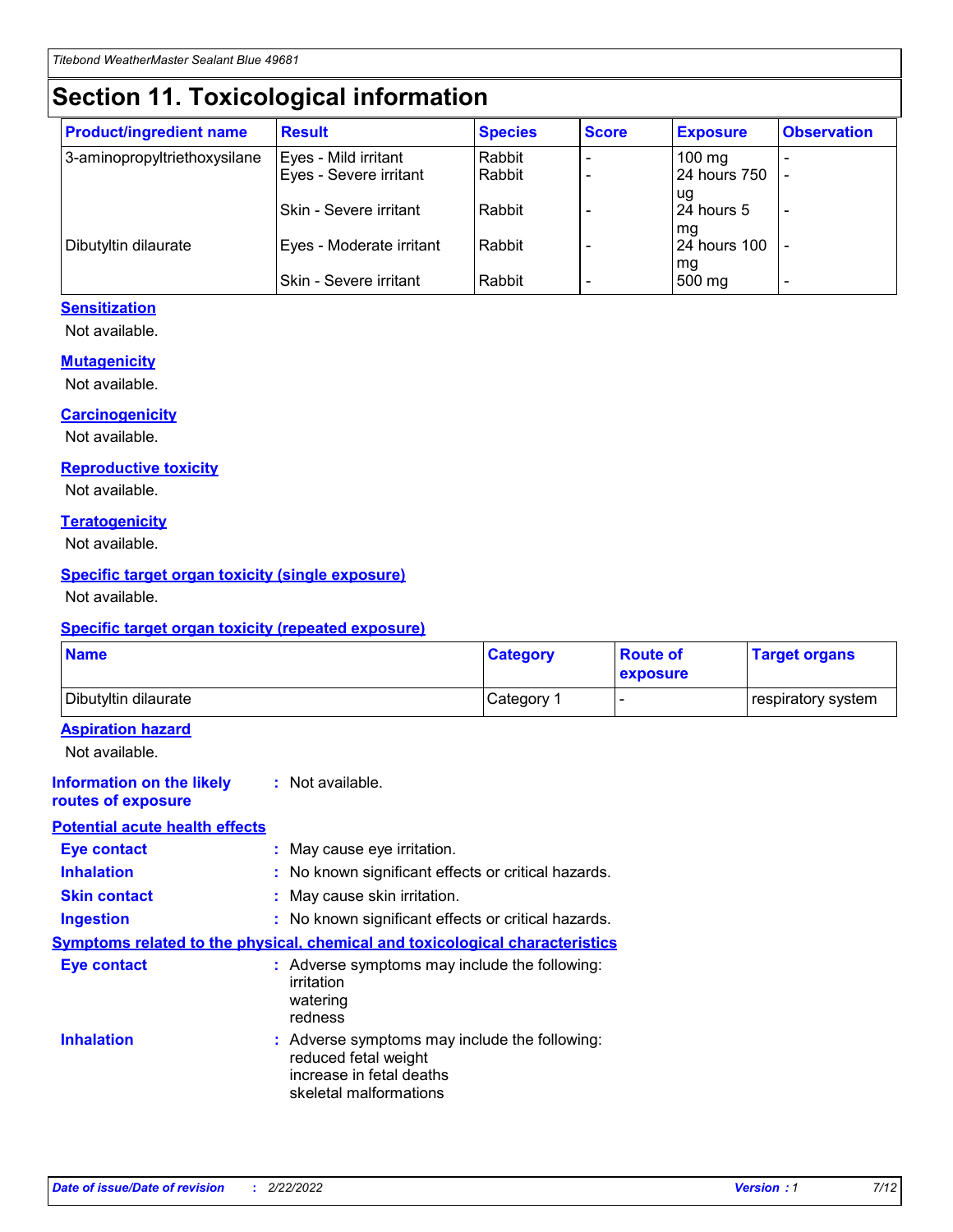# Section 11. Toxicological information

| Product/ingredient name | Result | Species | Score | Exposure | Observation |
|---|---|---|---|---|---|
| 3-aminopropyltriethoxysilane | Eyes - Mild irritant | Rabbit | - | 100 mg | - |
| | Eyes - Severe irritant | Rabbit | - | 24 hours 750 ug | - |
| | Skin - Severe irritant | Rabbit | - | 24 hours 5 mg | - |
| Dibutyltin dilaurate | Eyes - Moderate irritant | Rabbit | - | 24 hours 100 mg | - |
| | Skin - Severe irritant | Rabbit | - | 500 mg | - |

### Sensitization

Not available.

### Mutagenicity

Not available.

### Carcinogenicity

Not available.

### Reproductive toxicity

Not available.

### Teratogenicity

Not available.

### Specific target organ toxicity (single exposure)

Not available.

### Specific target organ toxicity (repeated exposure)

| Name | Category | Route of exposure | Target organs |
|---|---|---|---|
| Dibutyltin dilaurate | Category 1 | - | respiratory system |

### Aspiration hazard

Not available.

**Information on the likely routes of exposure** : Not available.

### Potential acute health effects

**Eye contact** : May cause eye irritation.

**Inhalation** : No known significant effects or critical hazards.

**Skin contact** : May cause skin irritation.

**Ingestion** : No known significant effects or critical hazards.

### Symptoms related to the physical, chemical and toxicological characteristics

**Eye contact** : Adverse symptoms may include the following:
irritation
watering
redness

**Inhalation** : Adverse symptoms may include the following:
reduced fetal weight
increase in fetal deaths
skeletal malformations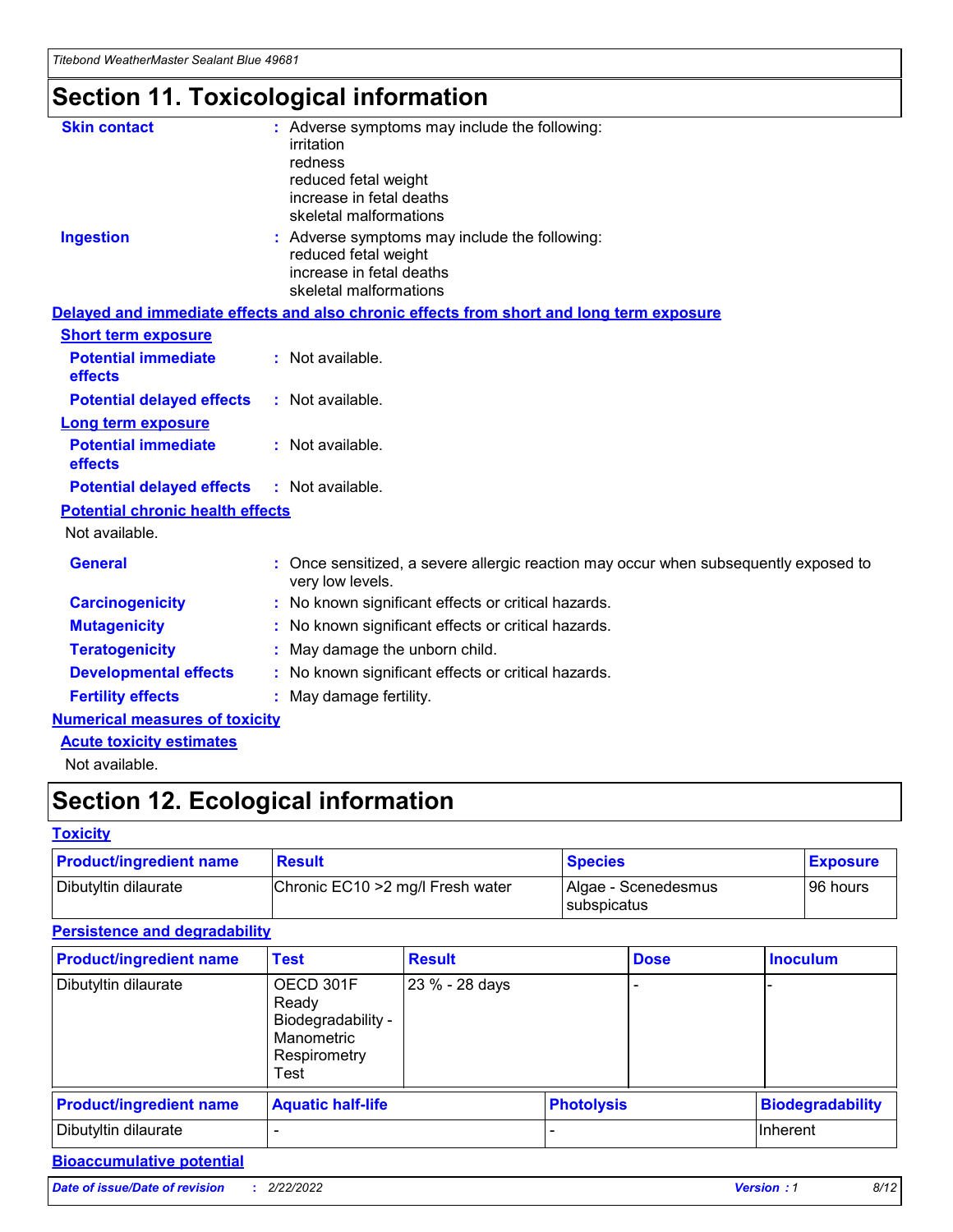# Section 11. Toxicological information

**Skin contact** : Adverse symptoms may include the following:
irritation
redness
reduced fetal weight
increase in fetal deaths
skeletal malformations

**Ingestion** : Adverse symptoms may include the following:
reduced fetal weight
increase in fetal deaths
skeletal malformations

**Delayed and immediate effects and also chronic effects from short and long term exposure**

**Short term exposure**

**Potential immediate effects** : Not available.

**Potential delayed effects** : Not available.

**Long term exposure**

**Potential immediate effects** : Not available.

**Potential delayed effects** : Not available.

**Potential chronic health effects**

Not available.

**General** : Once sensitized, a severe allergic reaction may occur when subsequently exposed to very low levels.

**Carcinogenicity** : No known significant effects or critical hazards.

**Mutagenicity** : No known significant effects or critical hazards.

**Teratogenicity** : May damage the unborn child.

**Developmental effects** : No known significant effects or critical hazards.

**Fertility effects** : May damage fertility.

**Numerical measures of toxicity**

**Acute toxicity estimates**

Not available.

# Section 12. Ecological information

**Toxicity**

| Product/ingredient name | Result | Species | Exposure |
|---|---|---|---|
| Dibutyltin dilaurate | Chronic EC10 >2 mg/l Fresh water | Algae - Scenedesmus subspicatus | 96 hours |

**Persistence and degradability**

| Product/ingredient name | Test | Result | Dose | Inoculum |
|---|---|---|---|---|
| Dibutyltin dilaurate | OECD 301F Ready Biodegradability - Manometric Respirometry Test | 23 % - 28 days | - | - |

| Product/ingredient name | Aquatic half-life | Photolysis | Biodegradability |
|---|---|---|---|
| Dibutyltin dilaurate | - | - | Inherent |

**Bioaccumulative potential**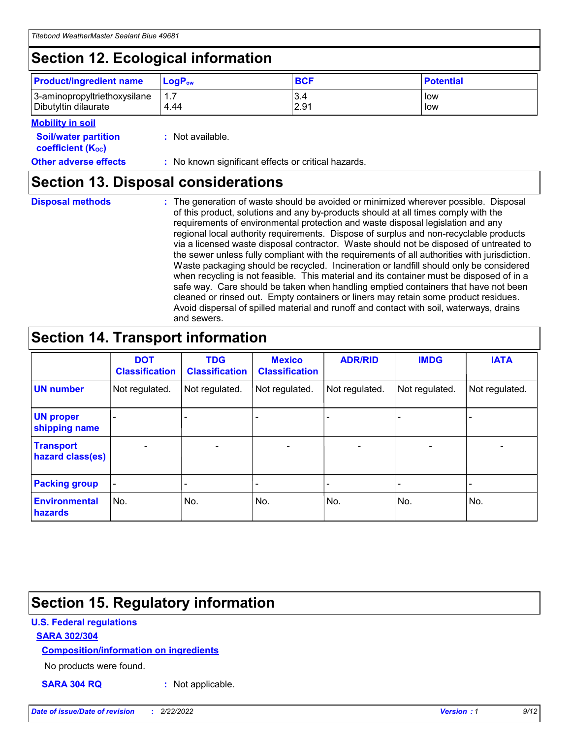## Section 12. Ecological information

| Product/ingredient name | $LogP_{ow}$ | BCF | Potential |
|---|---|---|---|
| 3-aminopropyltriethoxysilane | 1.7 | 3.4 | low |
| Dibutyltin dilaurate | 4.44 | 2.91 | low |

**Mobility in soil**

**Soil/water partition coefficient ($K_{OC}$)** : Not available.

**Other adverse effects** : No known significant effects or critical hazards.

## Section 13. Disposal considerations

**Disposal methods** : The generation of waste should be avoided or minimized wherever possible. Disposal of this product, solutions and any by-products should at all times comply with the requirements of environmental protection and waste disposal legislation and any regional local authority requirements. Dispose of surplus and non-recyclable products via a licensed waste disposal contractor. Waste should not be disposed of untreated to the sewer unless fully compliant with the requirements of all authorities with jurisdiction. Waste packaging should be recycled. Incineration or landfill should only be considered when recycling is not feasible. This material and its container must be disposed of in a safe way. Care should be taken when handling emptied containers that have not been cleaned or rinsed out. Empty containers or liners may retain some product residues. Avoid dispersal of spilled material and runoff and contact with soil, waterways, drains and sewers.

## Section 14. Transport information

| | DOT Classification | TDG Classification | Mexico Classification | ADR/RID | IMDG | IATA |
|---|---|---|---|---|---|---|
| UN number | Not regulated. | Not regulated. | Not regulated. | Not regulated. | Not regulated. | Not regulated. |
| UN proper shipping name | - | - | - | - | - | - |
| Transport hazard class(es) | - | - | - | - | - | - |
| Packing group | - | - | - | - | - | - |
| Environmental hazards | No. | No. | No. | No. | No. | No. |

## Section 15. Regulatory information

**U.S. Federal regulations**

**SARA 302/304**

**Composition/information on ingredients**

No products were found.

**SARA 304 RQ** : Not applicable.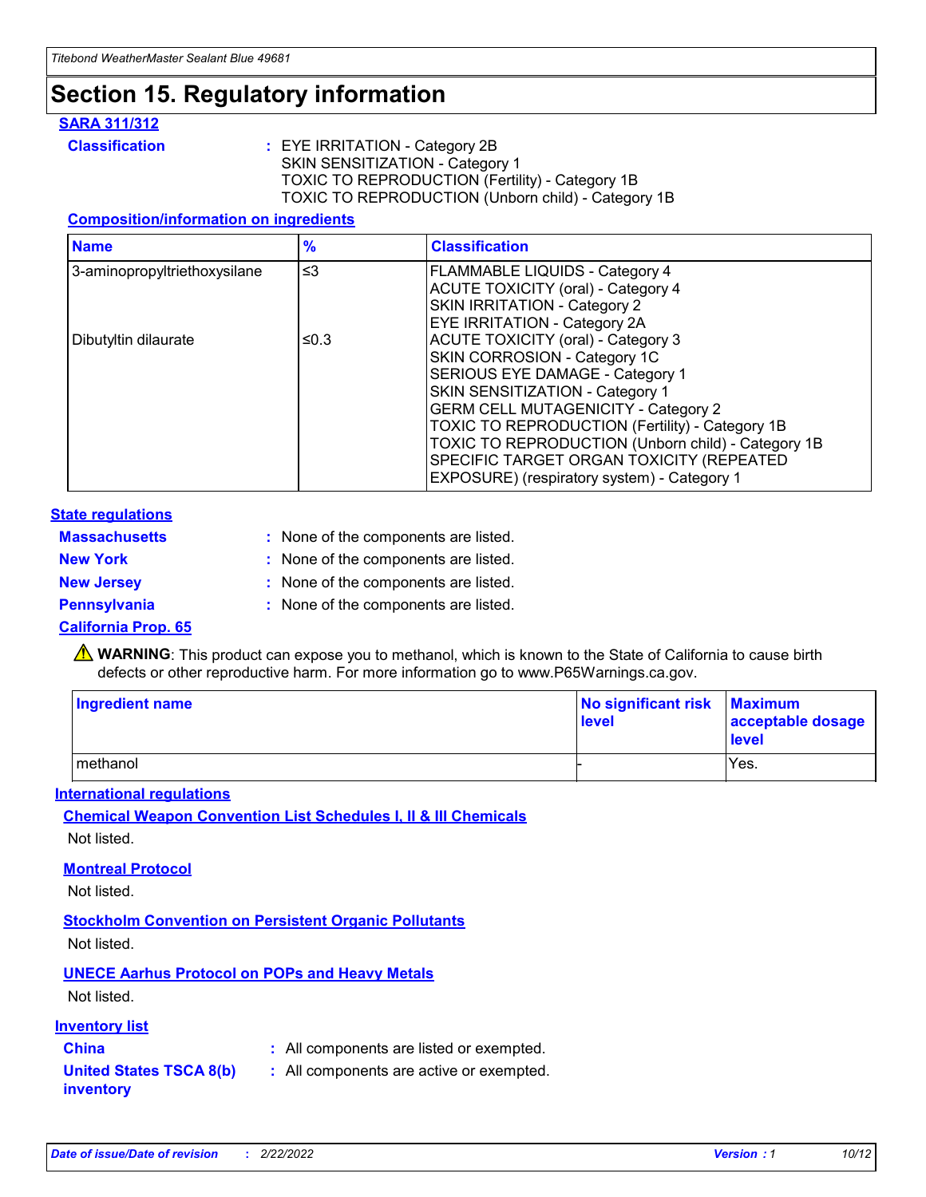# Section 15. Regulatory information

## SARA 311/312

**Classification** : EYE IRRITATION - Category 2B
SKIN SENSITIZATION - Category 1
TOXIC TO REPRODUCTION (Fertility) - Category 1B
TOXIC TO REPRODUCTION (Unborn child) - Category 1B

### Composition/information on ingredients

| Name | % | Classification |
|---|---|---|
| 3-aminopropyltriethoxysilane | ≤3 | FLAMMABLE LIQUIDS - Category 4<br>ACUTE TOXICITY (oral) - Category 4<br>SKIN IRRITATION - Category 2<br>EYE IRRITATION - Category 2A |
| Dibutyltin dilaurate | ≤0.3 | ACUTE TOXICITY (oral) - Category 3<br>SKIN CORROSION - Category 1C<br>SERIOUS EYE DAMAGE - Category 1<br>SKIN SENSITIZATION - Category 1<br>GERM CELL MUTAGENICITY - Category 2<br>TOXIC TO REPRODUCTION (Fertility) - Category 1B<br>TOXIC TO REPRODUCTION (Unborn child) - Category 1B<br>SPECIFIC TARGET ORGAN TOXICITY (REPEATED EXPOSURE) (respiratory system) - Category 1 |

## State regulations

**Massachusetts** : None of the components are listed.

**New York** : None of the components are listed.

**New Jersey** : None of the components are listed.

**Pennsylvania** : None of the components are listed.

### California Prop. 65

⚠ **WARNING**: This product can expose you to methanol, which is known to the State of California to cause birth defects or other reproductive harm. For more information go to www.P65Warnings.ca.gov.

| Ingredient name | No significant risk level | Maximum acceptable dosage level |
|---|---|---|
| methanol | - | Yes. |

## International regulations

### Chemical Weapon Convention List Schedules I, II & III Chemicals

Not listed.

### Montreal Protocol

Not listed.

### Stockholm Convention on Persistent Organic Pollutants

Not listed.

### UNECE Aarhus Protocol on POPs and Heavy Metals

Not listed.

## Inventory list

**China** : All components are listed or exempted.

**United States TSCA 8(b) inventory** : All components are active or exempted.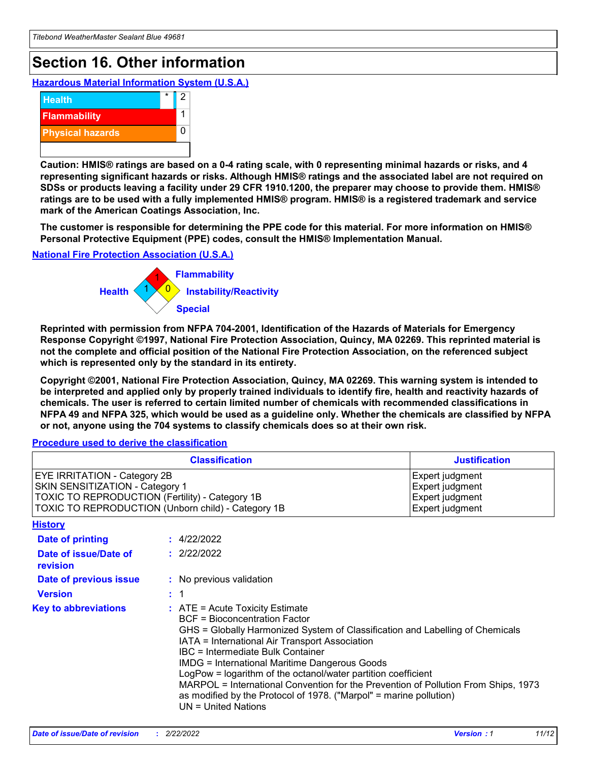# Section 16. Other information

### Hazardous Material Information System (U.S.A.)

| | | |
|---|---|---|
| Health | * | 2 |
| Flammability | | 1 |
| Physical hazards | | 0 |
| | | |

**Caution: HMIS® ratings are based on a 0-4 rating scale, with 0 representing minimal hazards or risks, and 4 representing significant hazards or risks. Although HMIS® ratings and the associated label are not required on SDSs or products leaving a facility under 29 CFR 1910.1200, the preparer may choose to provide them. HMIS® ratings are to be used with a fully implemented HMIS® program. HMIS® is a registered trademark and service mark of the American Coatings Association, Inc.**

**The customer is responsible for determining the PPE code for this material. For more information on HMIS® Personal Protective Equipment (PPE) codes, consult the HMIS® Implementation Manual.**

### National Fire Protection Association (U.S.A.)

Flammability: 1
Health: 1
Instability/Reactivity: 0
Special:

**Reprinted with permission from NFPA 704-2001, Identification of the Hazards of Materials for Emergency Response Copyright ©1997, National Fire Protection Association, Quincy, MA 02269. This reprinted material is not the complete and official position of the National Fire Protection Association, on the referenced subject which is represented only by the standard in its entirety.**

**Copyright ©2001, National Fire Protection Association, Quincy, MA 02269. This warning system is intended to be interpreted and applied only by properly trained individuals to identify fire, health and reactivity hazards of chemicals. The user is referred to certain limited number of chemicals with recommended classifications in NFPA 49 and NFPA 325, which would be used as a guideline only. Whether the chemicals are classified by NFPA or not, anyone using the 704 systems to classify chemicals does so at their own risk.**

### Procedure used to derive the classification

| Classification | Justification |
|---|---|
| EYE IRRITATION - Category 2B | Expert judgment |
| SKIN SENSITIZATION - Category 1 | Expert judgment |
| TOXIC TO REPRODUCTION (Fertility) - Category 1B | Expert judgment |
| TOXIC TO REPRODUCTION (Unborn child) - Category 1B | Expert judgment |

### History

**Date of printing** : 4/22/2022

**Date of issue/Date of revision** : 2/22/2022

**Date of previous issue** : No previous validation

**Version** : 1

**Key to abbreviations** : ATE = Acute Toxicity Estimate
BCF = Bioconcentration Factor
GHS = Globally Harmonized System of Classification and Labelling of Chemicals
IATA = International Air Transport Association
IBC = Intermediate Bulk Container
IMDG = International Maritime Dangerous Goods
LogPow = logarithm of the octanol/water partition coefficient
MARPOL = International Convention for the Prevention of Pollution From Ships, 1973 as modified by the Protocol of 1978. ("Marpol" = marine pollution)
UN = United Nations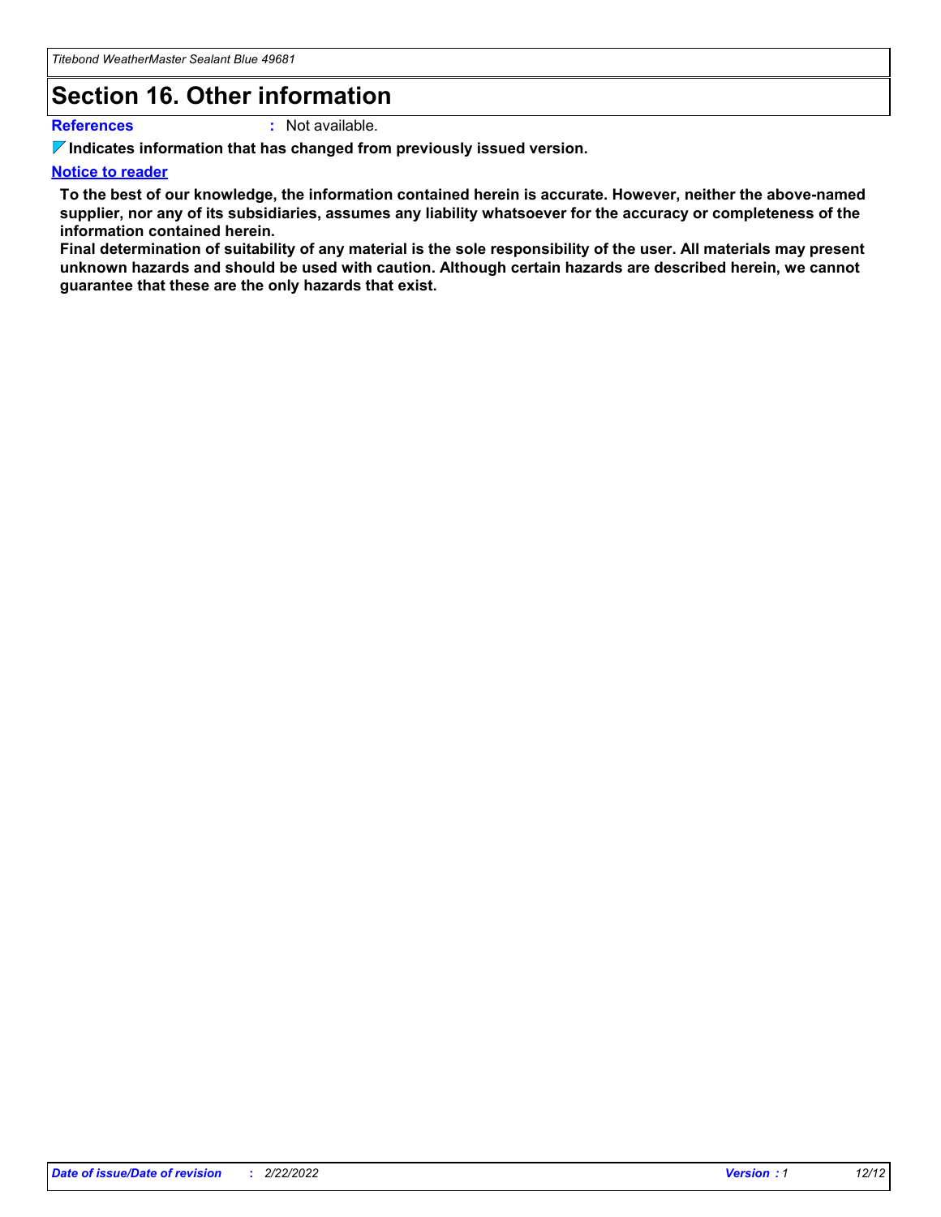# Section 16. Other information

**References** : Not available.

**Indicates information that has changed from previously issued version.**

**Notice to reader**

**To the best of our knowledge, the information contained herein is accurate. However, neither the above-named supplier, nor any of its subsidiaries, assumes any liability whatsoever for the accuracy or completeness of the information contained herein.**

**Final determination of suitability of any material is the sole responsibility of the user. All materials may present unknown hazards and should be used with caution. Although certain hazards are described herein, we cannot guarantee that these are the only hazards that exist.**